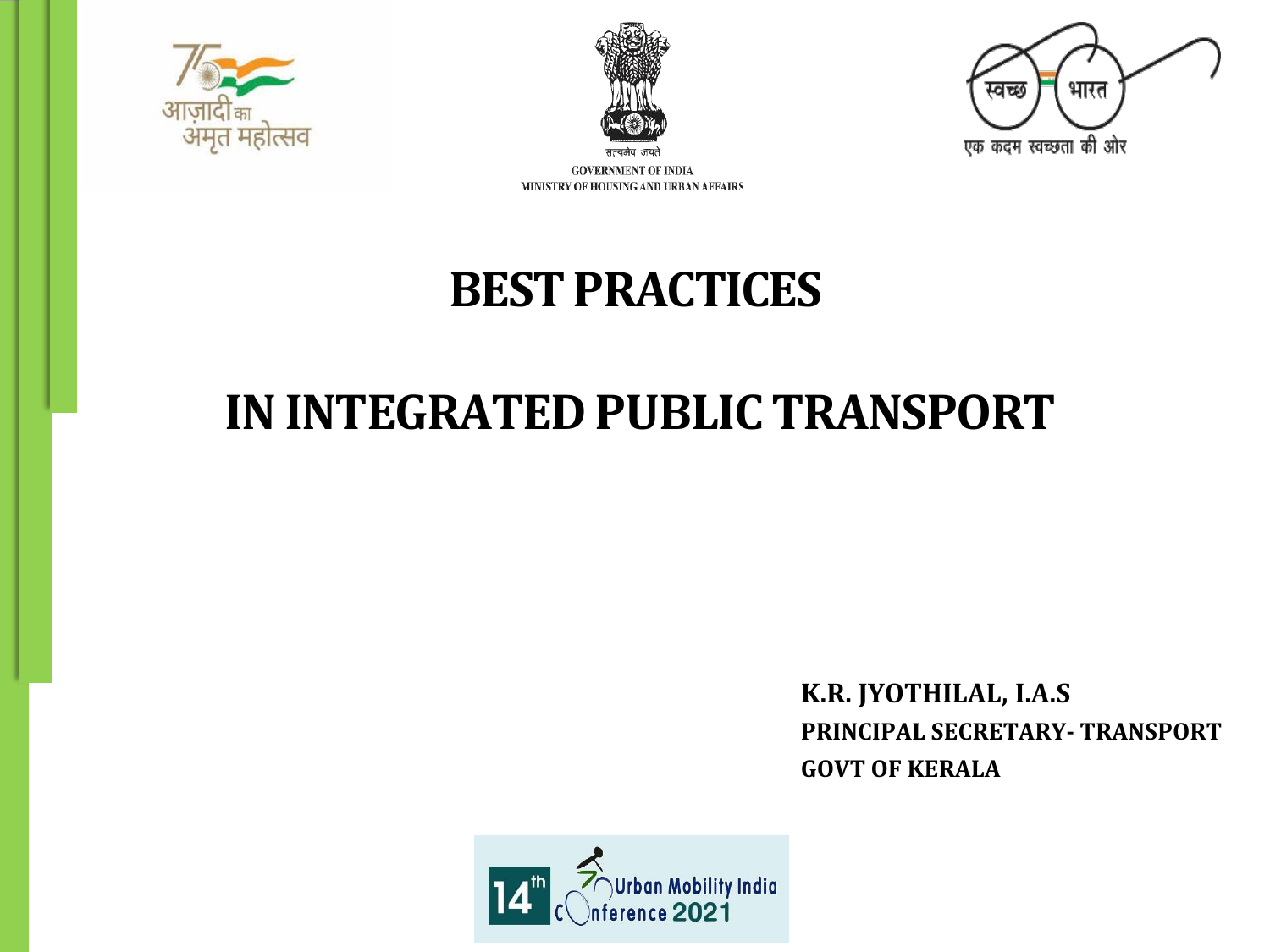आज़ादी का अमृत महोत्सव

सत्यमेव जयते

GOVERNMENT OF INDIA

MINISTRY OF HOUSING AND URBAN AFFAIRS

स्वच्छ भारत

एक कदम स्वच्छता की ओर

# BEST PRACTICES

# IN INTEGRATED PUBLIC TRANSPORT

**K.R. JYOTHILAL, I.A.S**

**PRINCIPAL SECRETARY- TRANSPORT**

**GOVT OF KERALA**

14th Urban Mobility India Conference 2021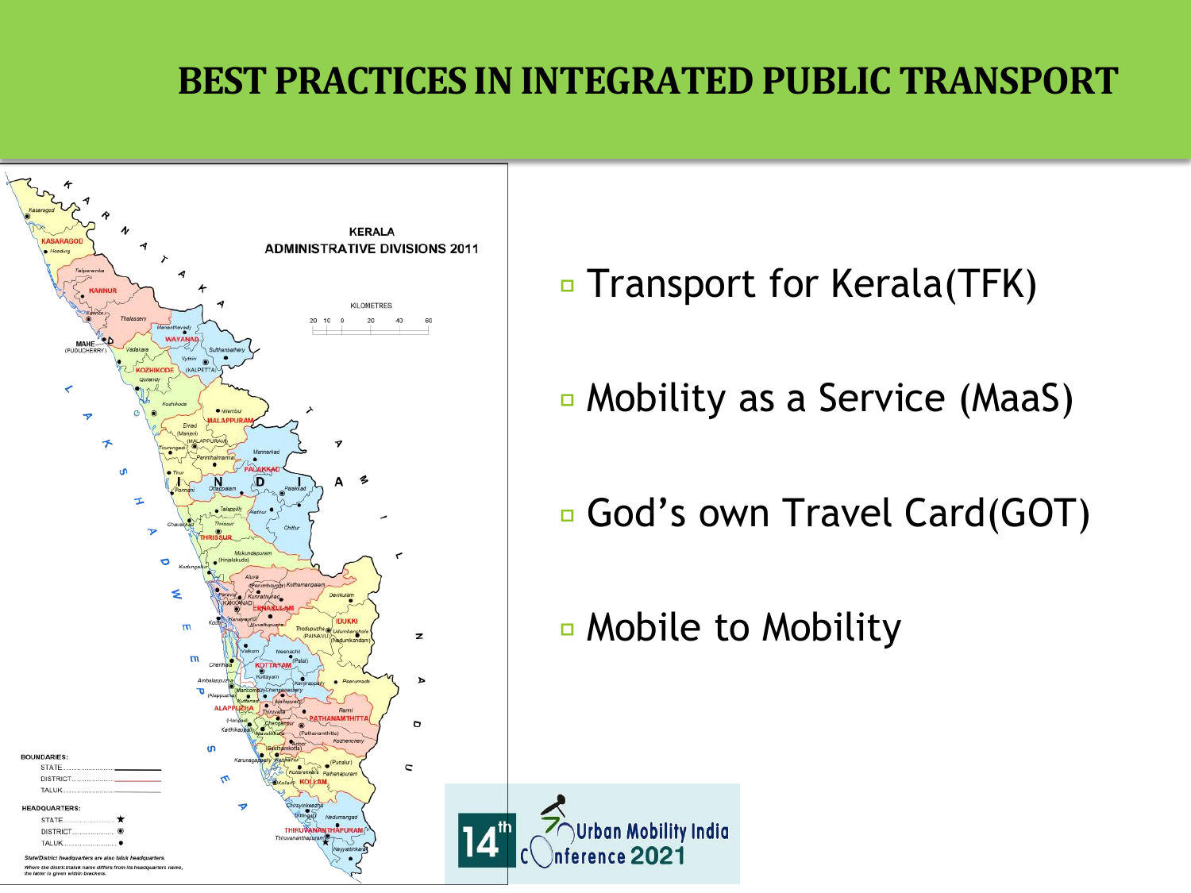# BEST PRACTICES IN INTEGRATED PUBLIC TRANSPORT

- Transport for Kerala(TFK)
- Mobility as a Service (MaaS)
- God's own Travel Card(GOT)
- Mobile to Mobility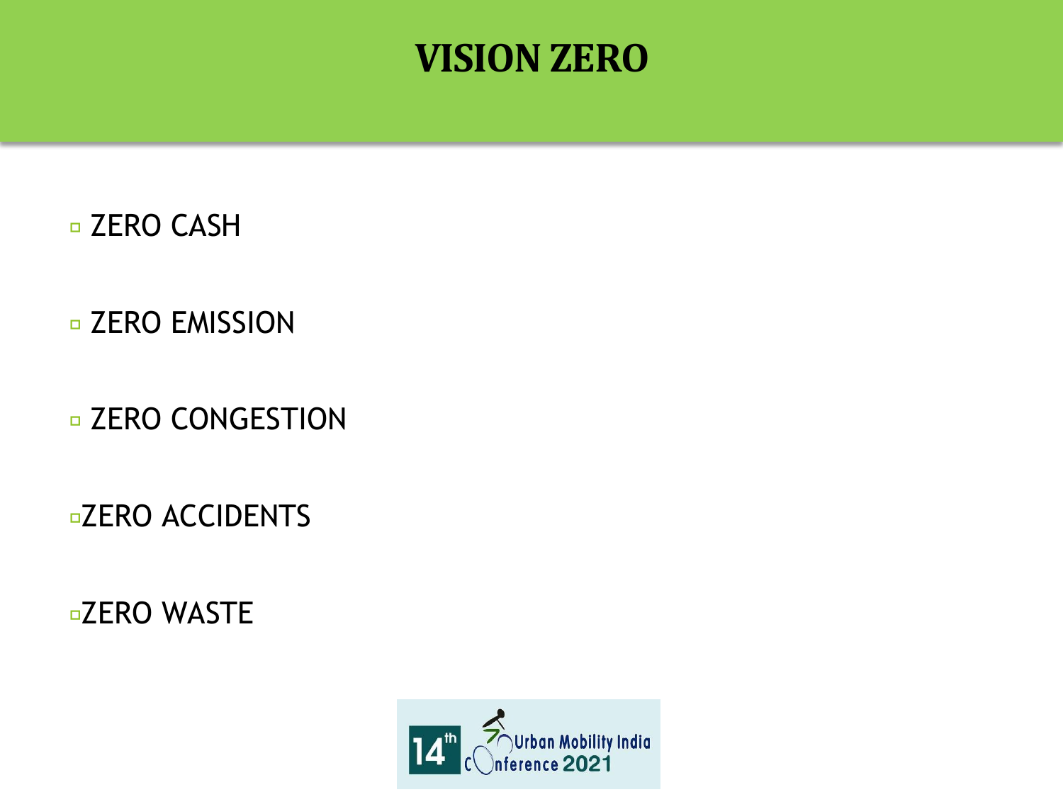# VISION ZERO

- ZERO CASH
- ZERO EMISSION
- ZERO CONGESTION
- ZERO ACCIDENTS
- ZERO WASTE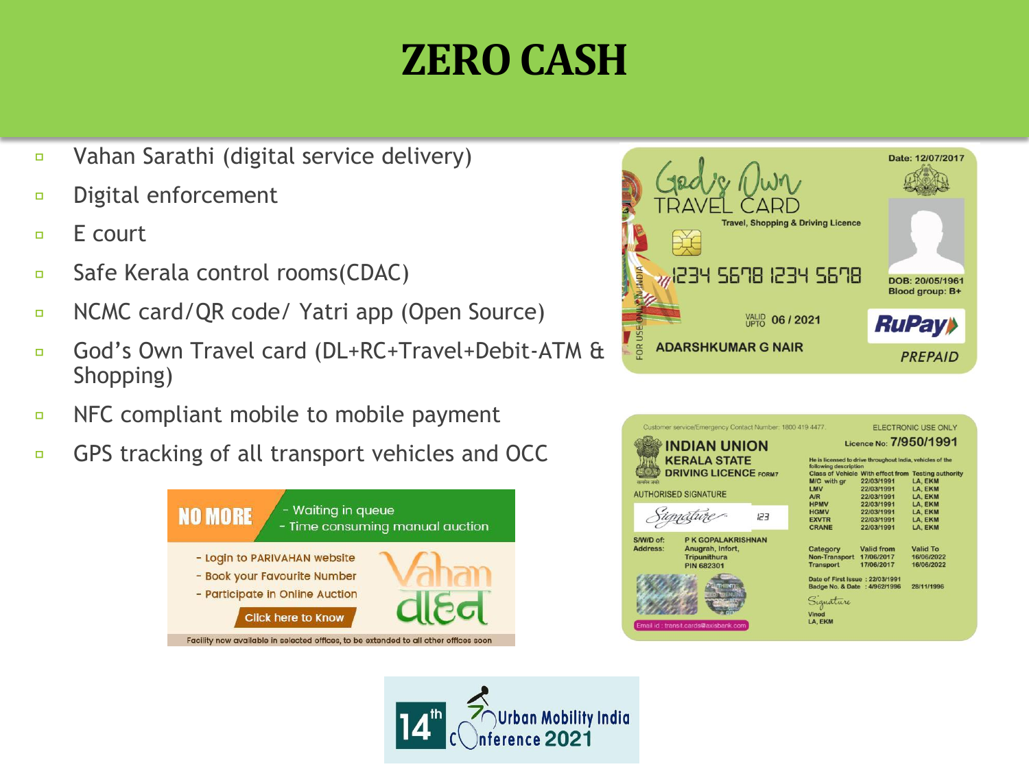# ZERO CASH

- Vahan Sarathi (digital service delivery)
- Digital enforcement
- E court
- Safe Kerala control rooms(CDAC)
- NCMC card/QR code/ Yatri app (Open Source)
- God's Own Travel card (DL+RC+Travel+Debit-ATM & Shopping)
- NFC compliant mobile to mobile payment
- GPS tracking of all transport vehicles and OCC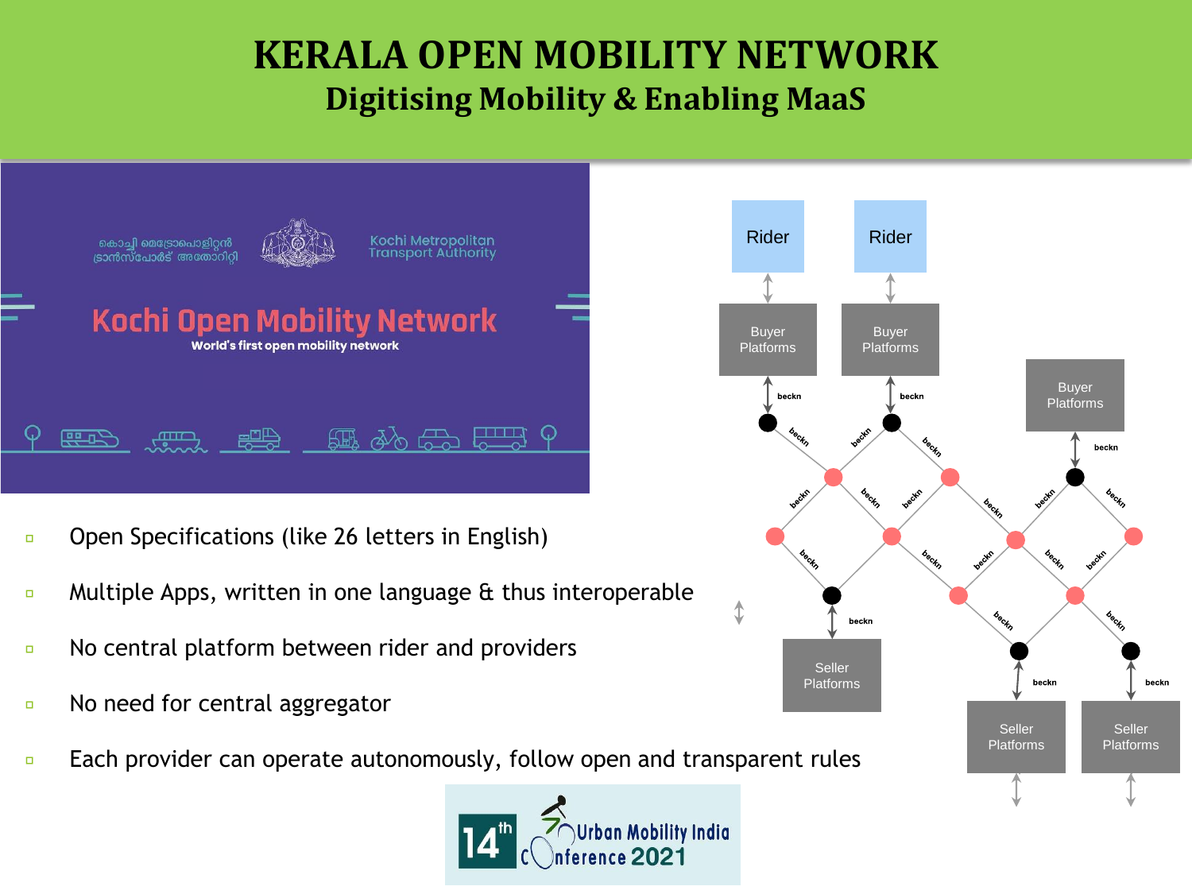# KERALA OPEN MOBILITY NETWORK

## Digitising Mobility & Enabling MaaS

Kochi Metropolitan Transport Authority

**Kochi Open Mobility Network**

World's first open mobility network

- Open Specifications (like 26 letters in English)
- Multiple Apps, written in one language & thus interoperable
- No central platform between rider and providers
- No need for central aggregator
- Each provider can operate autonomously, follow open and transparent rules

Rider | Rider

Buyer Platforms | Buyer Platforms | Buyer Platforms

beckn

Seller Platforms | Seller Platforms | Seller Platforms

14th Urban Mobility India Conference 2021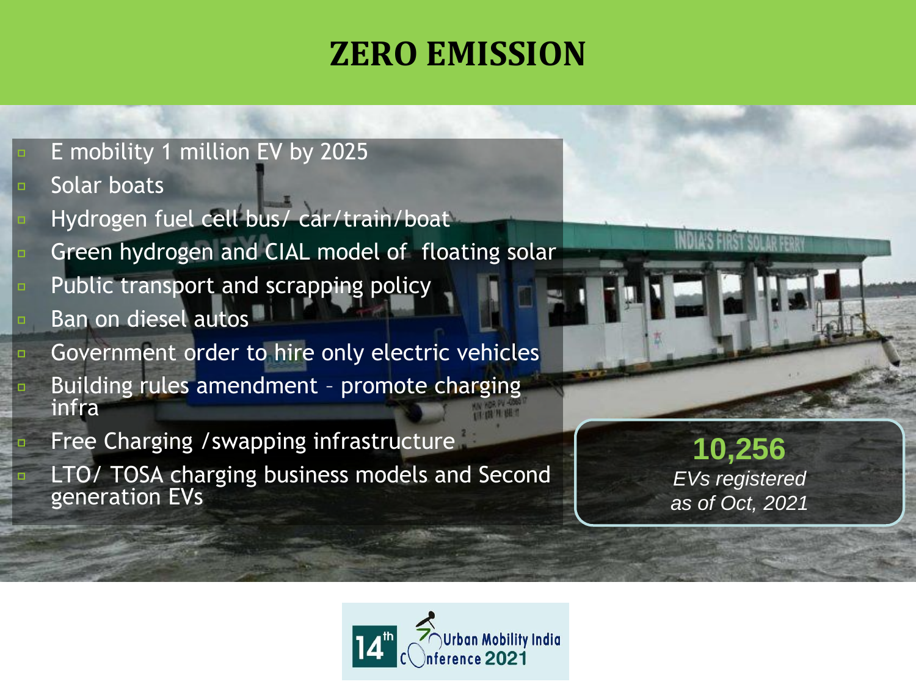# ZERO EMISSION

- E mobility 1 million EV by 2025
- Solar boats
- Hydrogen fuel cell bus/ car/train/boat
- Green hydrogen and CIAL model of floating solar
- Public transport and scrapping policy
- Ban on diesel autos
- Government order to hire only electric vehicles
- Building rules amendment – promote charging infra
- Free Charging /swapping infrastructure
- LTO/ TOSA charging business models and Second generation EVs

**10,256**
*EVs registered as of Oct, 2021*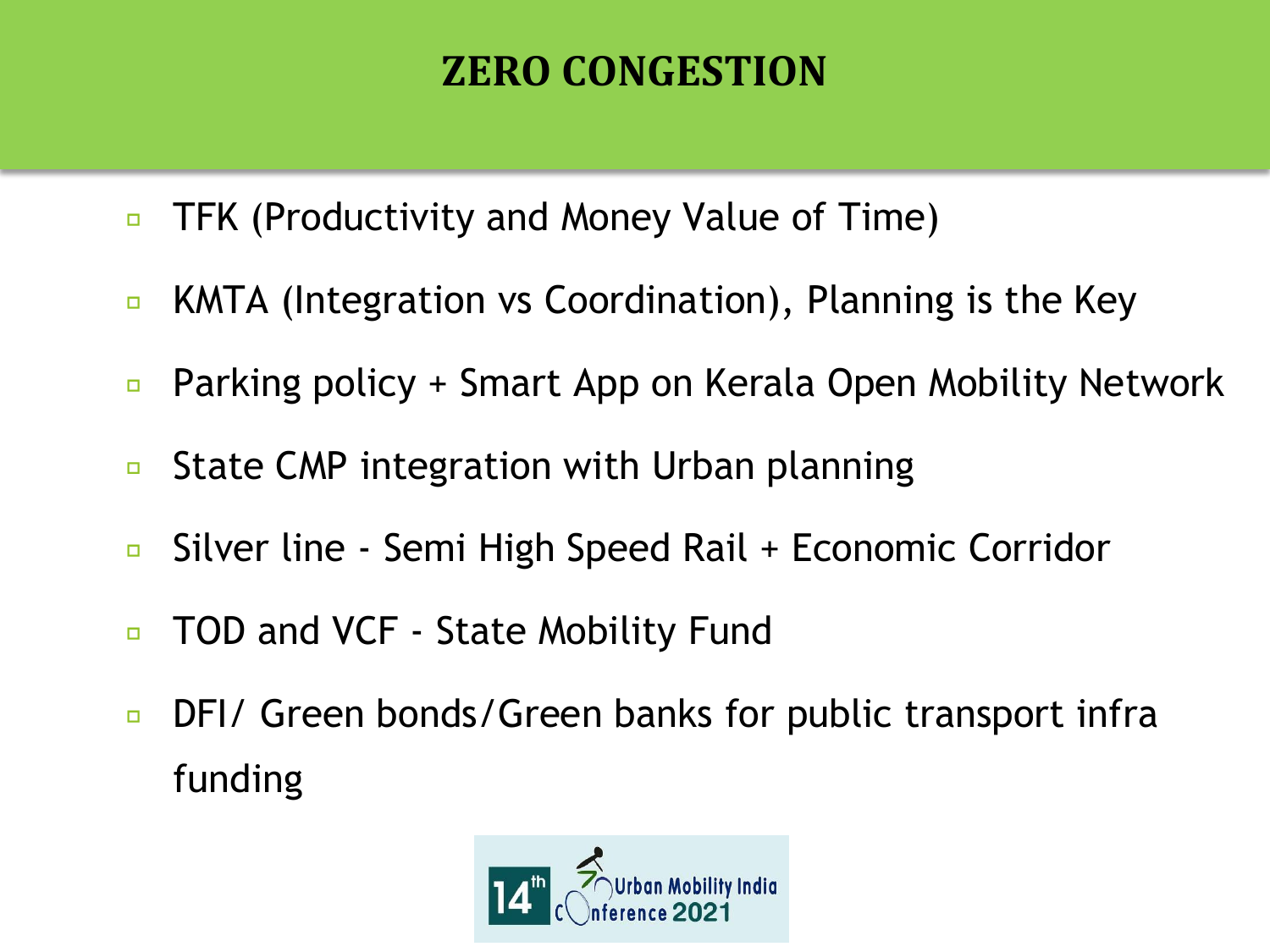# ZERO CONGESTION

- TFK (Productivity and Money Value of Time)
- KMTA (Integration vs Coordination), Planning is the Key
- Parking policy + Smart App on Kerala Open Mobility Network
- State CMP integration with Urban planning
- Silver line - Semi High Speed Rail + Economic Corridor
- TOD and VCF - State Mobility Fund
- DFI/ Green bonds/Green banks for public transport infra funding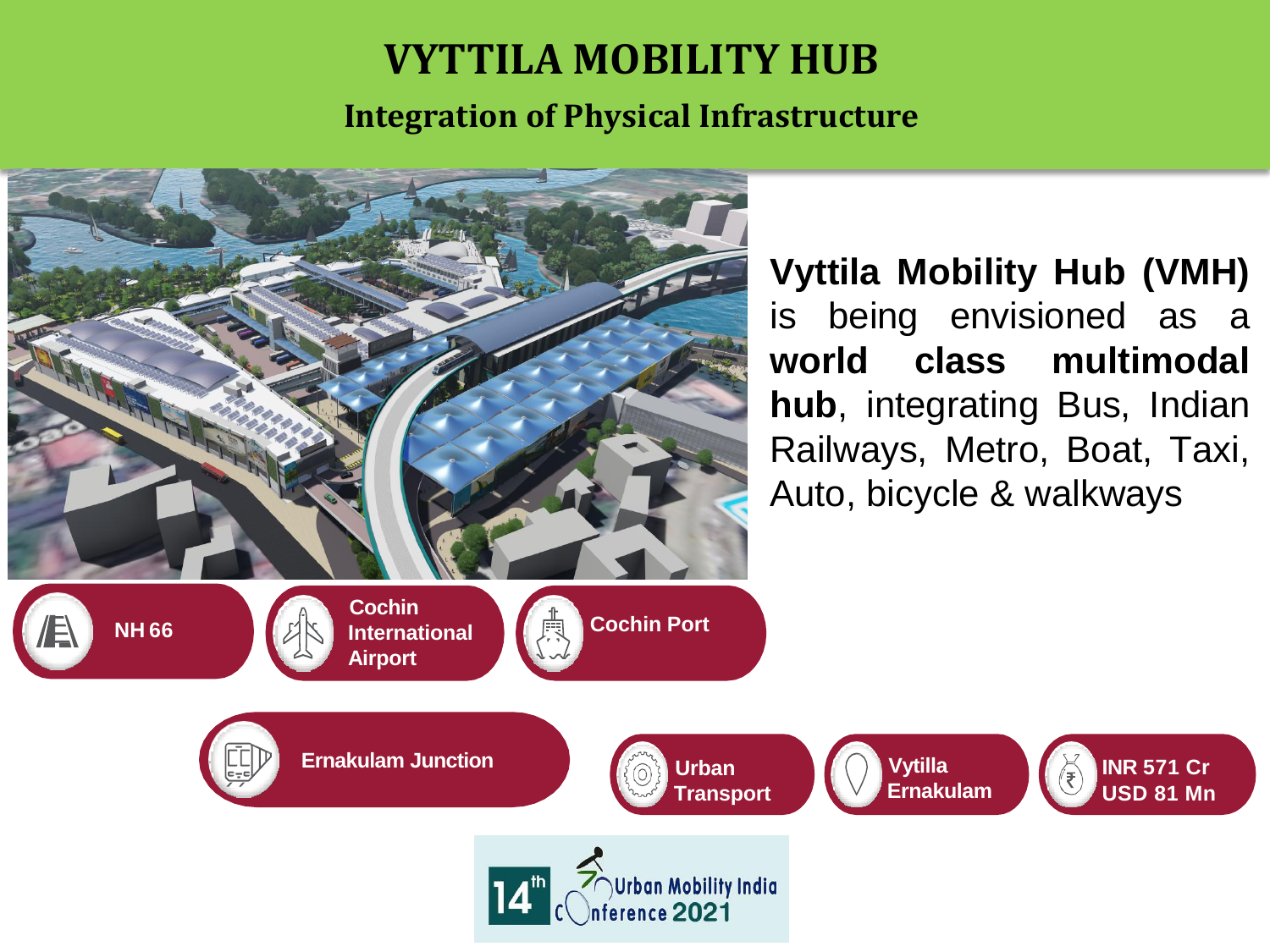# VYTTILA MOBILITY HUB

## Integration of Physical Infrastructure

**Vyttila Mobility Hub (VMH)** is being envisioned as a **world class multimodal hub**, integrating Bus, Indian Railways, Metro, Boat, Taxi, Auto, bicycle & walkways

- NH 66
- Cochin International Airport
- Cochin Port
- Ernakulam Junction
- Urban Transport
- Vytilla Ernakulam
- INR 571 Cr USD 81 Mn

14th Urban Mobility India Conference 2021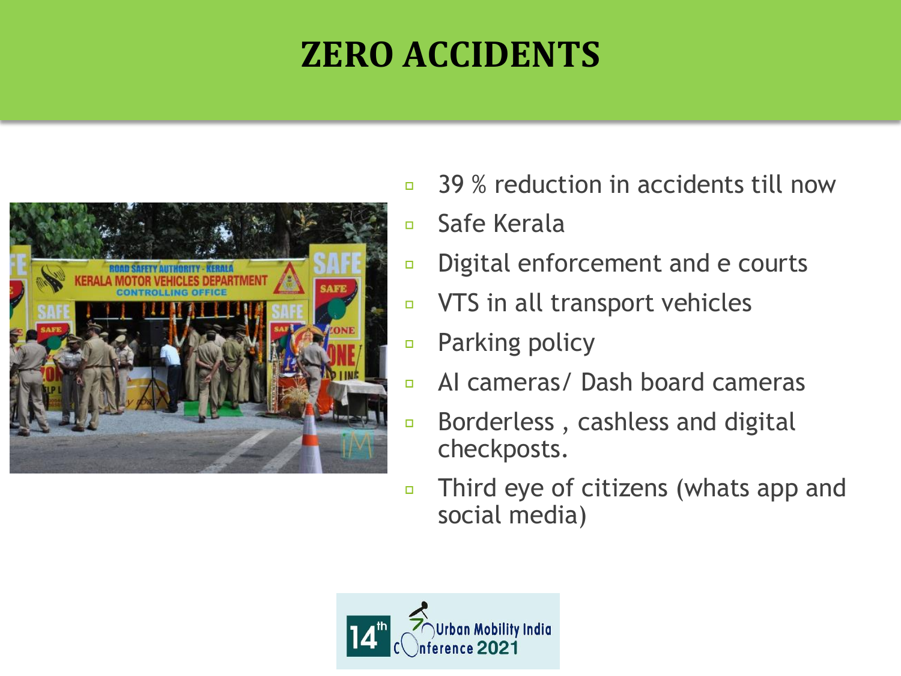# ZERO ACCIDENTS

- 39 % reduction in accidents till now
- Safe Kerala
- Digital enforcement and e courts
- VTS in all transport vehicles
- Parking policy
- AI cameras/ Dash board cameras
- Borderless , cashless and digital checkposts.
- Third eye of citizens (whats app and social media)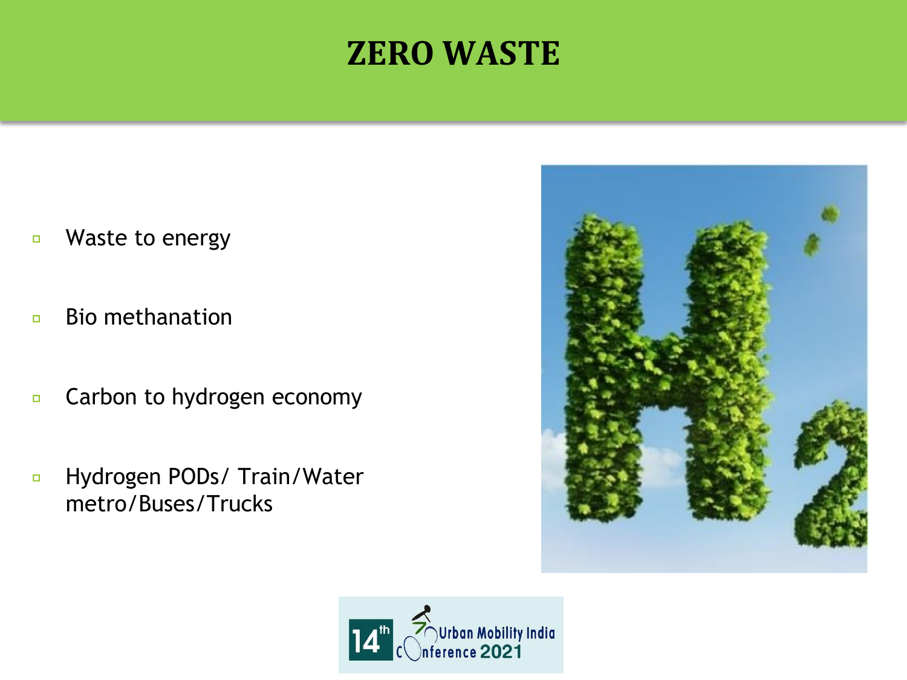# ZERO WASTE

- Waste to energy
- Bio methanation
- Carbon to hydrogen economy
- Hydrogen PODs/ Train/Water metro/Buses/Trucks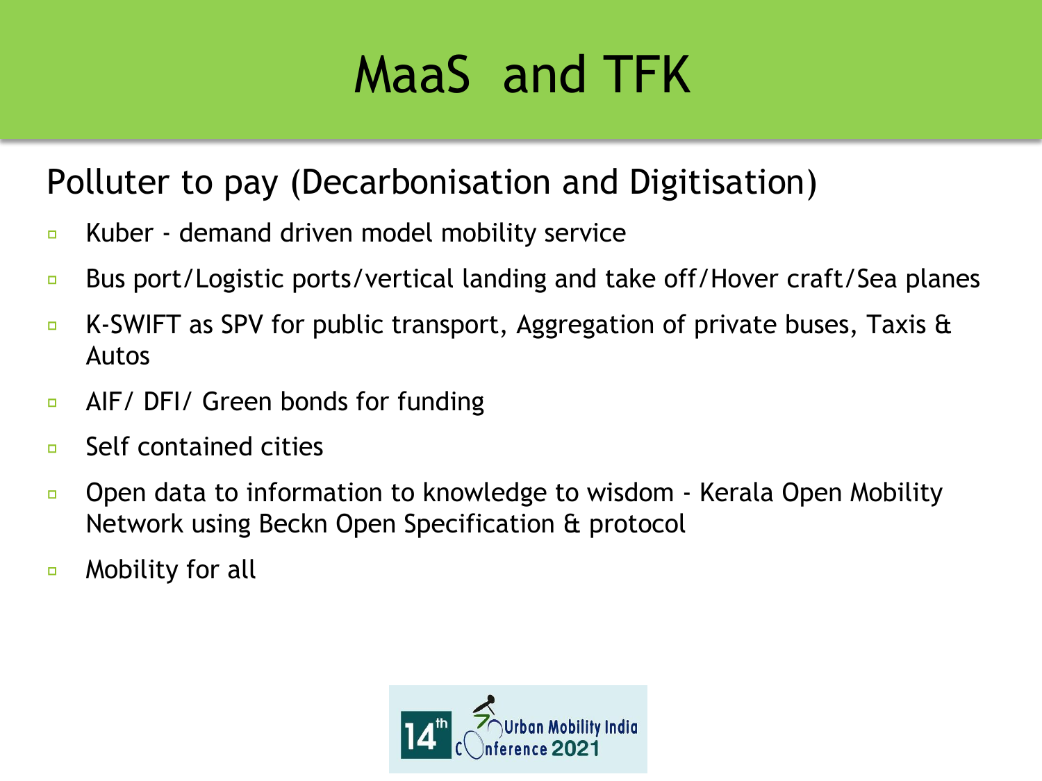# MaaS and TFK

## Polluter to pay (Decarbonisation and Digitisation)

- Kuber - demand driven model mobility service
- Bus port/Logistic ports/vertical landing and take off/Hover craft/Sea planes
- K-SWIFT as SPV for public transport, Aggregation of private buses, Taxis & Autos
- AIF/ DFI/ Green bonds for funding
- Self contained cities
- Open data to information to knowledge to wisdom - Kerala Open Mobility Network using Beckn Open Specification & protocol
- Mobility for all